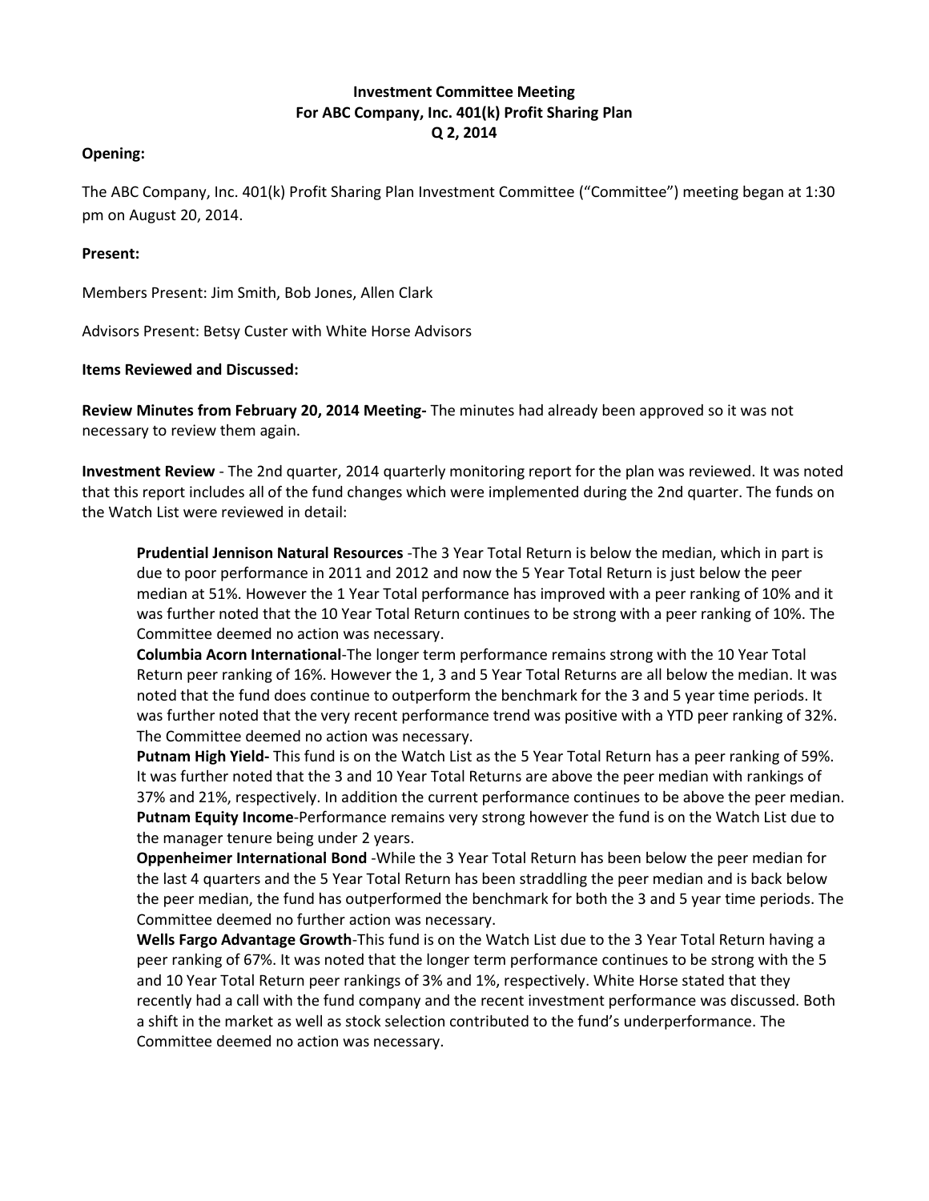**Investment Committee Meeting**
**For ABC Company, Inc. 401(k) Profit Sharing Plan**
**Q 2, 2014**

**Opening:**

The ABC Company, Inc. 401(k) Profit Sharing Plan Investment Committee ("Committee") meeting began at 1:30 pm on August 20, 2014.

**Present:**

Members Present: Jim Smith, Bob Jones, Allen Clark

Advisors Present: Betsy Custer with White Horse Advisors

**Items Reviewed and Discussed:**

**Review Minutes from February 20, 2014 Meeting-** The minutes had already been approved so it was not necessary to review them again.

**Investment Review** - The 2nd quarter, 2014 quarterly monitoring report for the plan was reviewed. It was noted that this report includes all of the fund changes which were implemented during the 2nd quarter. The funds on the Watch List were reviewed in detail:

> **Prudential Jennison Natural Resources** -The 3 Year Total Return is below the median, which in part is due to poor performance in 2011 and 2012 and now the 5 Year Total Return is just below the peer median at 51%. However the 1 Year Total performance has improved with a peer ranking of 10% and it was further noted that the 10 Year Total Return continues to be strong with a peer ranking of 10%. The Committee deemed no action was necessary.
>
> **Columbia Acorn International**-The longer term performance remains strong with the 10 Year Total Return peer ranking of 16%. However the 1, 3 and 5 Year Total Returns are all below the median. It was noted that the fund does continue to outperform the benchmark for the 3 and 5 year time periods. It was further noted that the very recent performance trend was positive with a YTD peer ranking of 32%. The Committee deemed no action was necessary.
>
> **Putnam High Yield-** This fund is on the Watch List as the 5 Year Total Return has a peer ranking of 59%. It was further noted that the 3 and 10 Year Total Returns are above the peer median with rankings of 37% and 21%, respectively. In addition the current performance continues to be above the peer median.
>
> **Putnam Equity Income**-Performance remains very strong however the fund is on the Watch List due to the manager tenure being under 2 years.
>
> **Oppenheimer International Bond** -While the 3 Year Total Return has been below the peer median for the last 4 quarters and the 5 Year Total Return has been straddling the peer median and is back below the peer median, the fund has outperformed the benchmark for both the 3 and 5 year time periods. The Committee deemed no further action was necessary.
>
> **Wells Fargo Advantage Growth**-This fund is on the Watch List due to the 3 Year Total Return having a peer ranking of 67%. It was noted that the longer term performance continues to be strong with the 5 and 10 Year Total Return peer rankings of 3% and 1%, respectively. White Horse stated that they recently had a call with the fund company and the recent investment performance was discussed. Both a shift in the market as well as stock selection contributed to the fund's underperformance. The Committee deemed no action was necessary.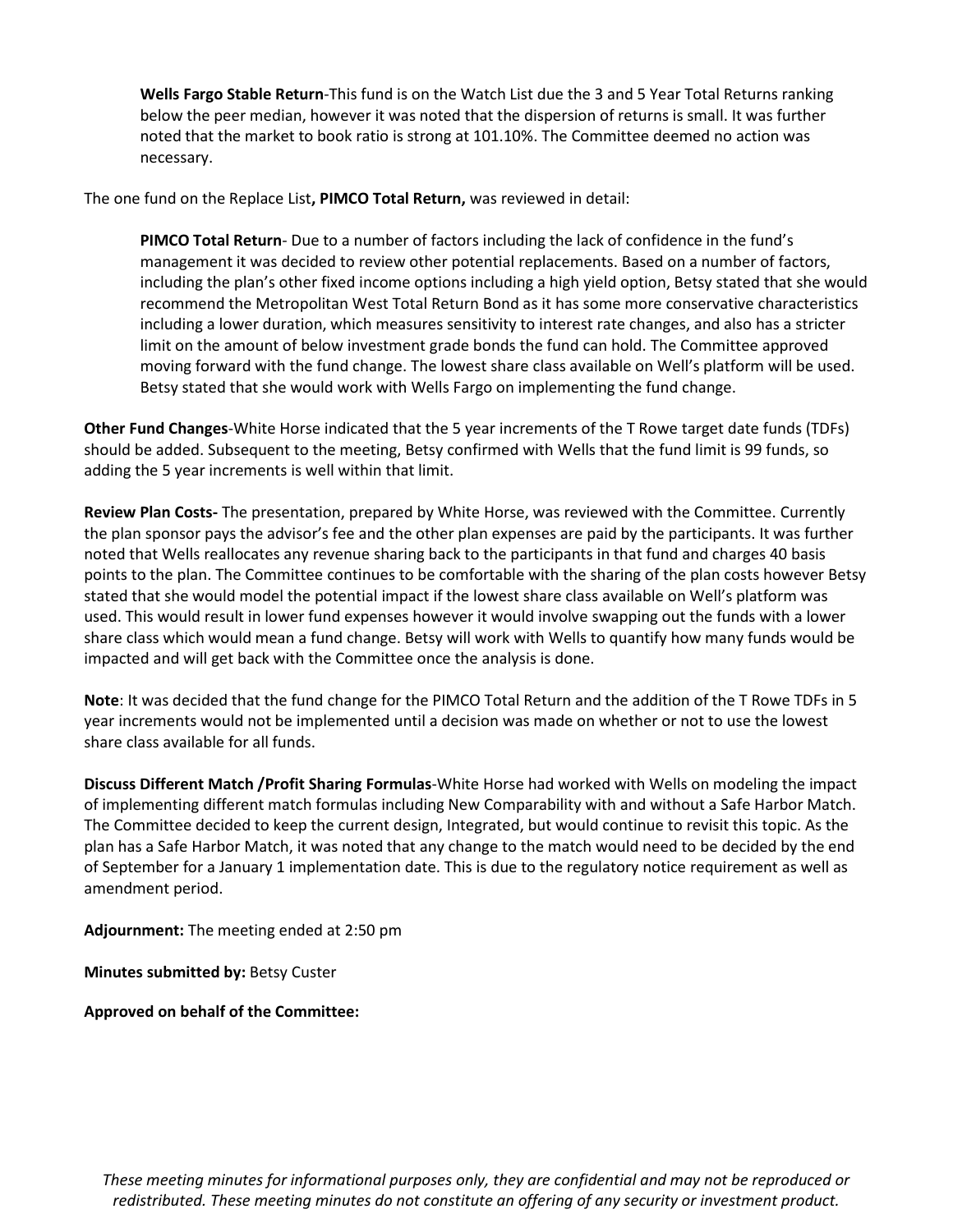**Wells Fargo Stable Return**-This fund is on the Watch List due the 3 and 5 Year Total Returns ranking below the peer median, however it was noted that the dispersion of returns is small. It was further noted that the market to book ratio is strong at 101.10%. The Committee deemed no action was necessary.

The one fund on the Replace List**, PIMCO Total Return,** was reviewed in detail:

**PIMCO Total Return**- Due to a number of factors including the lack of confidence in the fund's management it was decided to review other potential replacements. Based on a number of factors, including the plan's other fixed income options including a high yield option, Betsy stated that she would recommend the Metropolitan West Total Return Bond as it has some more conservative characteristics including a lower duration, which measures sensitivity to interest rate changes, and also has a stricter limit on the amount of below investment grade bonds the fund can hold. The Committee approved moving forward with the fund change. The lowest share class available on Well's platform will be used. Betsy stated that she would work with Wells Fargo on implementing the fund change.

**Other Fund Changes**-White Horse indicated that the 5 year increments of the T Rowe target date funds (TDFs) should be added. Subsequent to the meeting, Betsy confirmed with Wells that the fund limit is 99 funds, so adding the 5 year increments is well within that limit.

**Review Plan Costs-** The presentation, prepared by White Horse, was reviewed with the Committee. Currently the plan sponsor pays the advisor's fee and the other plan expenses are paid by the participants. It was further noted that Wells reallocates any revenue sharing back to the participants in that fund and charges 40 basis points to the plan. The Committee continues to be comfortable with the sharing of the plan costs however Betsy stated that she would model the potential impact if the lowest share class available on Well's platform was used. This would result in lower fund expenses however it would involve swapping out the funds with a lower share class which would mean a fund change. Betsy will work with Wells to quantify how many funds would be impacted and will get back with the Committee once the analysis is done.

**Note**: It was decided that the fund change for the PIMCO Total Return and the addition of the T Rowe TDFs in 5 year increments would not be implemented until a decision was made on whether or not to use the lowest share class available for all funds.

**Discuss Different Match /Profit Sharing Formulas**-White Horse had worked with Wells on modeling the impact of implementing different match formulas including New Comparability with and without a Safe Harbor Match. The Committee decided to keep the current design, Integrated, but would continue to revisit this topic. As the plan has a Safe Harbor Match, it was noted that any change to the match would need to be decided by the end of September for a January 1 implementation date. This is due to the regulatory notice requirement as well as amendment period.

**Adjournment:** The meeting ended at 2:50 pm

**Minutes submitted by:** Betsy Custer

**Approved on behalf of the Committee:**

*These meeting minutes for informational purposes only, they are confidential and may not be reproduced or redistributed. These meeting minutes do not constitute an offering of any security or investment product.*